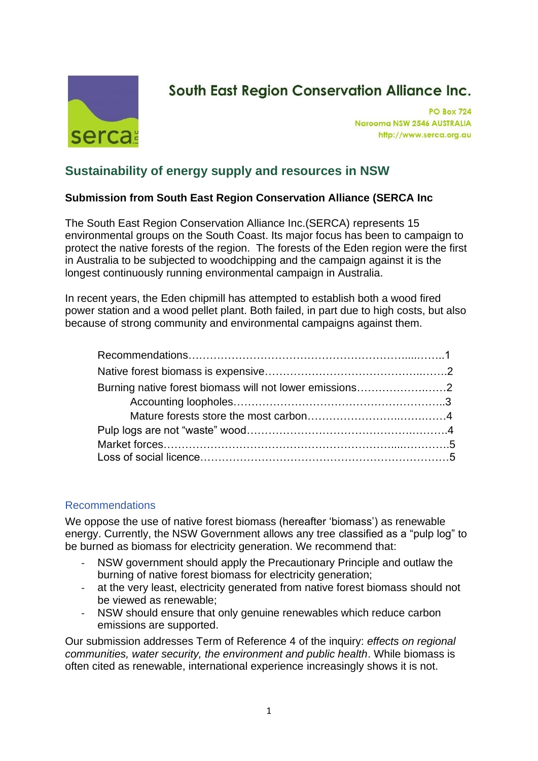# South East Region Conservation Alliance Inc.

PO Box 724
Narooma NSW 2546 AUSTRALIA
http://www.serca.org.au

## Sustainability of energy supply and resources in NSW

**Submission from South East Region Conservation Alliance (SERCA Inc**

The South East Region Conservation Alliance Inc.(SERCA) represents 15 environmental groups on the South Coast. Its major focus has been to campaign to protect the native forests of the region. The forests of the Eden region were the first in Australia to be subjected to woodchipping and the campaign against it is the longest continuously running environmental campaign in Australia.

In recent years, the Eden chipmill has attempted to establish both a wood fired power station and a wood pellet plant. Both failed, in part due to high costs, but also because of strong community and environmental campaigns against them.

- Recommendations……………………………………………………………1
- Native forest biomass is expensive…………………………………………2
- Burning native forest biomass will not lower emissions……………………2
  - Accounting loopholes……………………………………………………3
  - Mature forests store the most carbon…………………………………4
- Pulp logs are not "waste" wood……………………………………………4
- Market forces………………………………………………………………5
- Loss of social licence………………………………………………………5

### Recommendations

We oppose the use of native forest biomass (hereafter 'biomass') as renewable energy. Currently, the NSW Government allows any tree classified as a "pulp log" to be burned as biomass for electricity generation. We recommend that:

- NSW government should apply the Precautionary Principle and outlaw the burning of native forest biomass for electricity generation;
- at the very least, electricity generated from native forest biomass should not be viewed as renewable;
- NSW should ensure that only genuine renewables which reduce carbon emissions are supported.

Our submission addresses Term of Reference 4 of the inquiry: *effects on regional communities, water security, the environment and public health*. While biomass is often cited as renewable, international experience increasingly shows it is not.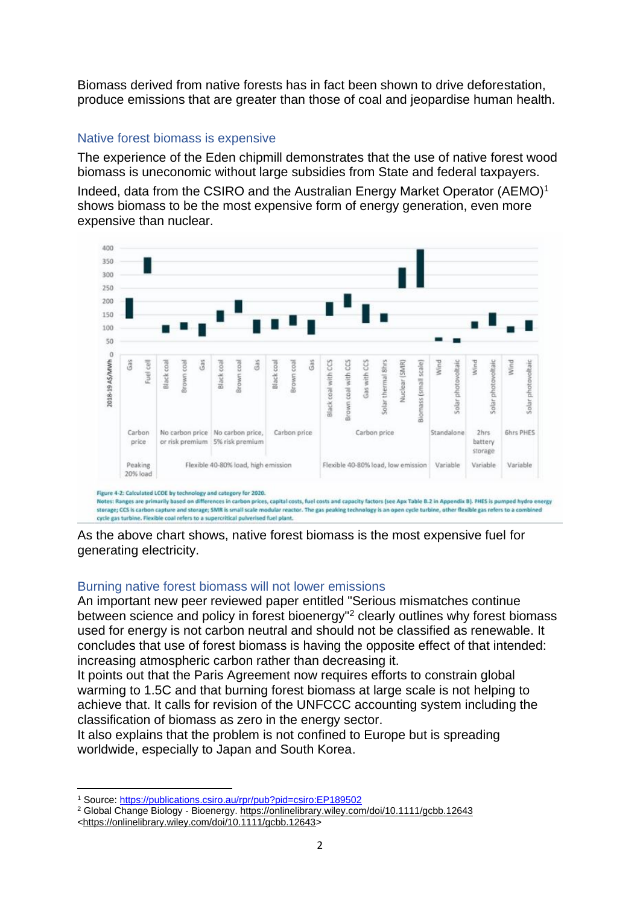Biomass derived from native forests has in fact been shown to drive deforestation, produce emissions that are greater than those of coal and jeopardise human health.

## Native forest biomass is expensive

The experience of the Eden chipmill demonstrates that the use of native forest wood biomass is uneconomic without large subsidies from State and federal taxpayers.

Indeed, data from the CSIRO and the Australian Energy Market Operator (AEMO)[1] shows biomass to be the most expensive form of energy generation, even more expensive than nuclear.

Figure 4-2: Calculated LCOE by technology and category for 2020.

Notes: Ranges are primarily based on differences in carbon prices, capital costs, fuel costs and capacity factors (see Apx Table B.2 in Appendix B). PHES is pumped hydro energy storage; CCS is carbon capture and storage; SMR is small scale modular reactor. The gas peaking technology is an open cycle turbine, other flexible gas refers to a combined cycle gas turbine. Flexible coal refers to a supercritical pulverised fuel plant.

As the above chart shows, native forest biomass is the most expensive fuel for generating electricity.

## Burning native forest biomass will not lower emissions

An important new peer reviewed paper entitled "Serious mismatches continue between science and policy in forest bioenergy"[2] clearly outlines why forest biomass used for energy is not carbon neutral and should not be classified as renewable. It concludes that use of forest biomass is having the opposite effect of that intended: increasing atmospheric carbon rather than decreasing it.

It points out that the Paris Agreement now requires efforts to constrain global warming to 1.5C and that burning forest biomass at large scale is not helping to achieve that. It calls for revision of the UNFCCC accounting system including the classification of biomass as zero in the energy sector.

It also explains that the problem is not confined to Europe but is spreading worldwide, especially to Japan and South Korea.

---

[1] Source: https://publications.csiro.au/rpr/pub?pid=csiro:EP189502

[2] Global Change Biology - Bioenergy. https://onlinelibrary.wiley.com/doi/10.1111/gcbb.12643 <https://onlinelibrary.wiley.com/doi/10.1111/gcbb.12643>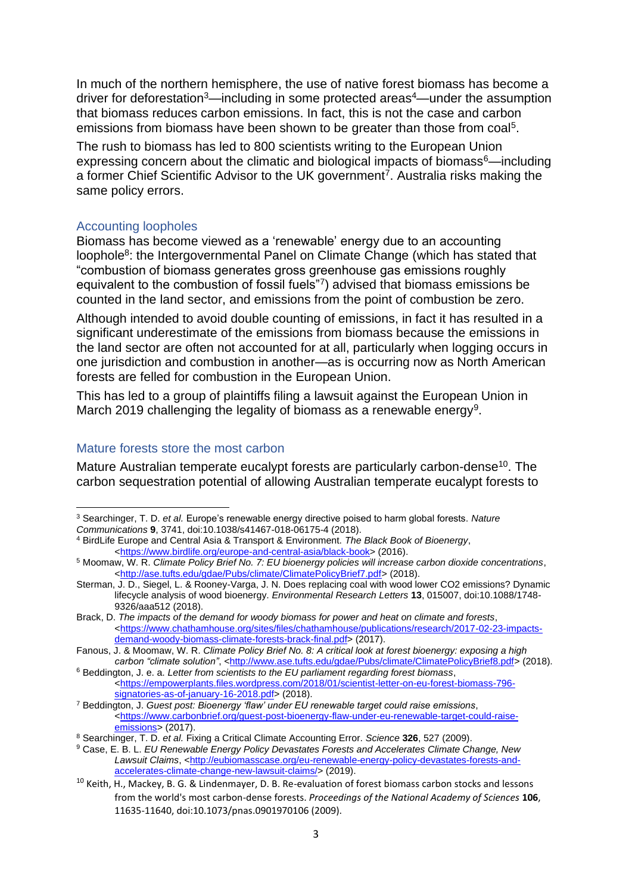In much of the northern hemisphere, the use of native forest biomass has become a driver for deforestation[3]—including in some protected areas[4]—under the assumption that biomass reduces carbon emissions. In fact, this is not the case and carbon emissions from biomass have been shown to be greater than those from coal[5].

The rush to biomass has led to 800 scientists writing to the European Union expressing concern about the climatic and biological impacts of biomass[6]—including a former Chief Scientific Advisor to the UK government[7]. Australia risks making the same policy errors.

## Accounting loopholes

Biomass has become viewed as a 'renewable' energy due to an accounting loophole[8]: the Intergovernmental Panel on Climate Change (which has stated that "combustion of biomass generates gross greenhouse gas emissions roughly equivalent to the combustion of fossil fuels"[7]) advised that biomass emissions be counted in the land sector, and emissions from the point of combustion be zero.

Although intended to avoid double counting of emissions, in fact it has resulted in a significant underestimate of the emissions from biomass because the emissions in the land sector are often not accounted for at all, particularly when logging occurs in one jurisdiction and combustion in another—as is occurring now as North American forests are felled for combustion in the European Union.

This has led to a group of plaintiffs filing a lawsuit against the European Union in March 2019 challenging the legality of biomass as a renewable energy[9].

## Mature forests store the most carbon

Mature Australian temperate eucalypt forests are particularly carbon-dense[10]. The carbon sequestration potential of allowing Australian temperate eucalypt forests to

---

[3] Searchinger, T. D. *et al.* Europe's renewable energy directive poised to harm global forests. *Nature Communications* **9**, 3741, doi:10.1038/s41467-018-06175-4 (2018).

[4] BirdLife Europe and Central Asia & Transport & Environment. *The Black Book of Bioenergy*, <https://www.birdlife.org/europe-and-central-asia/black-book> (2016).

[5] Moomaw, W. R. *Climate Policy Brief No. 7: EU bioenergy policies will increase carbon dioxide concentrations*, <http://ase.tufts.edu/gdae/Pubs/climate/ClimatePolicyBrief7.pdf> (2018).

Sterman, J. D., Siegel, L. & Rooney-Varga, J. N. Does replacing coal with wood lower CO2 emissions? Dynamic lifecycle analysis of wood bioenergy. *Environmental Research Letters* **13**, 015007, doi:10.1088/1748-9326/aaa512 (2018).

Brack, D. *The impacts of the demand for woody biomass for power and heat on climate and forests*, <https://www.chathamhouse.org/sites/files/chathamhouse/publications/research/2017-02-23-impacts-demand-woody-biomass-climate-forests-brack-final.pdf> (2017).

Fanous, J. & Moomaw, W. R. *Climate Policy Brief No. 8: A critical look at forest bioenergy: exposing a high carbon "climate solution"*, <http://www.ase.tufts.edu/gdae/Pubs/climate/ClimatePolicyBrief8.pdf> (2018).

[6] Beddington, J. e. a. *Letter from scientists to the EU parliament regarding forest biomass*, <https://empowerplants.files.wordpress.com/2018/01/scientist-letter-on-eu-forest-biomass-796-signatories-as-of-january-16-2018.pdf> (2018).

[7] Beddington, J. *Guest post: Bioenergy 'flaw' under EU renewable target could raise emissions*, <https://www.carbonbrief.org/guest-post-bioenergy-flaw-under-eu-renewable-target-could-raise-emissions> (2017).

[8] Searchinger, T. D. *et al.* Fixing a Critical Climate Accounting Error. *Science* **326**, 527 (2009).

[9] Case, E. B. L. *EU Renewable Energy Policy Devastates Forests and Accelerates Climate Change, New Lawsuit Claims*, <http://eubiomasscase.org/eu-renewable-energy-policy-devastates-forests-and-accelerates-climate-change-new-lawsuit-claims/> (2019).

[10] Keith, H., Mackey, B. G. & Lindenmayer, D. B. Re-evaluation of forest biomass carbon stocks and lessons from the world's most carbon-dense forests. *Proceedings of the National Academy of Sciences* **106**, 11635-11640, doi:10.1073/pnas.0901970106 (2009).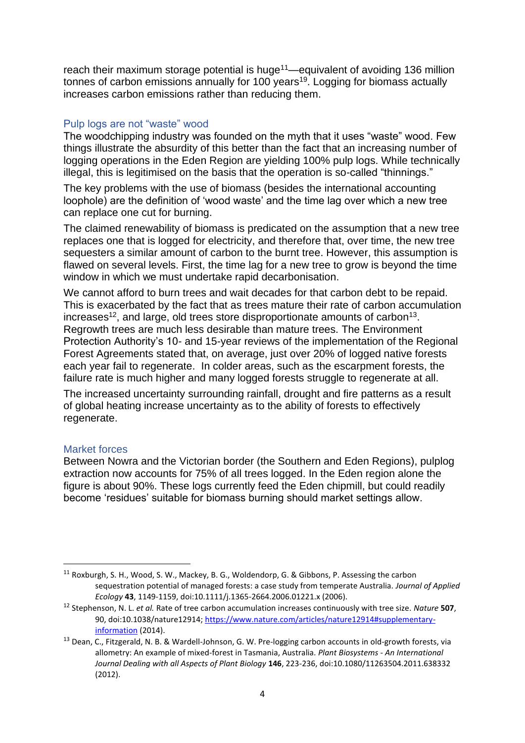reach their maximum storage potential is huge[11]—equivalent of avoiding 136 million tonnes of carbon emissions annually for 100 years[19]. Logging for biomass actually increases carbon emissions rather than reducing them.

### Pulp logs are not "waste" wood

The woodchipping industry was founded on the myth that it uses "waste" wood. Few things illustrate the absurdity of this better than the fact that an increasing number of logging operations in the Eden Region are yielding 100% pulp logs. While technically illegal, this is legitimised on the basis that the operation is so-called "thinnings."

The key problems with the use of biomass (besides the international accounting loophole) are the definition of 'wood waste' and the time lag over which a new tree can replace one cut for burning.

The claimed renewability of biomass is predicated on the assumption that a new tree replaces one that is logged for electricity, and therefore that, over time, the new tree sequesters a similar amount of carbon to the burnt tree. However, this assumption is flawed on several levels. First, the time lag for a new tree to grow is beyond the time window in which we must undertake rapid decarbonisation.

We cannot afford to burn trees and wait decades for that carbon debt to be repaid. This is exacerbated by the fact that as trees mature their rate of carbon accumulation increases[12], and large, old trees store disproportionate amounts of carbon[13]. Regrowth trees are much less desirable than mature trees. The Environment Protection Authority's 10- and 15-year reviews of the implementation of the Regional Forest Agreements stated that, on average, just over 20% of logged native forests each year fail to regenerate. In colder areas, such as the escarpment forests, the failure rate is much higher and many logged forests struggle to regenerate at all.

The increased uncertainty surrounding rainfall, drought and fire patterns as a result of global heating increase uncertainty as to the ability of forests to effectively regenerate.

### Market forces

Between Nowra and the Victorian border (the Southern and Eden Regions), pulplog extraction now accounts for 75% of all trees logged. In the Eden region alone the figure is about 90%. These logs currently feed the Eden chipmill, but could readily become 'residues' suitable for biomass burning should market settings allow.

---

[11] Roxburgh, S. H., Wood, S. W., Mackey, B. G., Woldendorp, G. & Gibbons, P. Assessing the carbon sequestration potential of managed forests: a case study from temperate Australia. *Journal of Applied Ecology* **43**, 1149-1159, doi:10.1111/j.1365-2664.2006.01221.x (2006).

[12] Stephenson, N. L. *et al.* Rate of tree carbon accumulation increases continuously with tree size. *Nature* **507**, 90, doi:10.1038/nature12914; https://www.nature.com/articles/nature12914#supplementary-information (2014).

[13] Dean, C., Fitzgerald, N. B. & Wardell-Johnson, G. W. Pre-logging carbon accounts in old-growth forests, via allometry: An example of mixed-forest in Tasmania, Australia. *Plant Biosystems - An International Journal Dealing with all Aspects of Plant Biology* **146**, 223-236, doi:10.1080/11263504.2011.638332 (2012).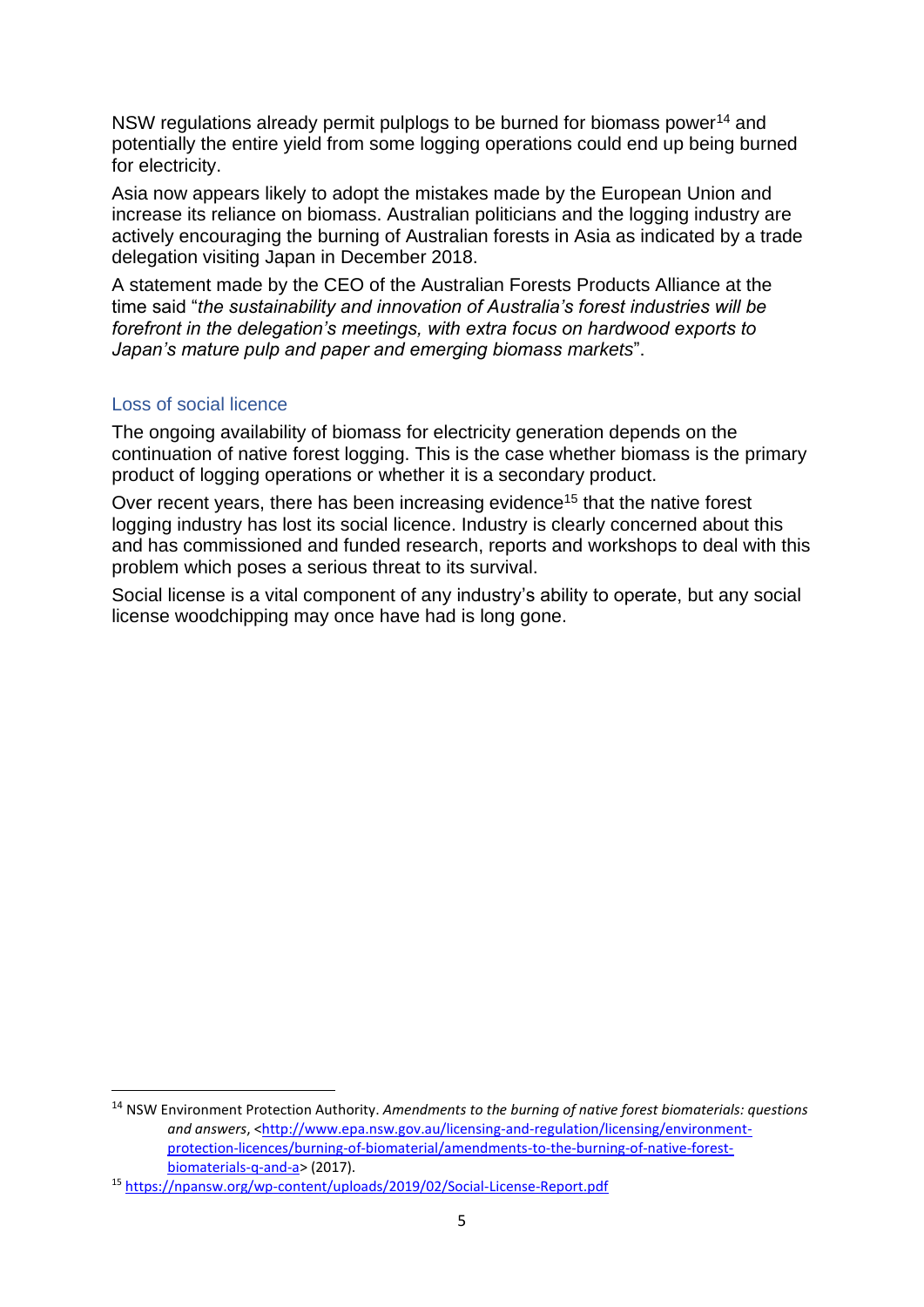NSW regulations already permit pulplogs to be burned for biomass power[14] and potentially the entire yield from some logging operations could end up being burned for electricity.

Asia now appears likely to adopt the mistakes made by the European Union and increase its reliance on biomass. Australian politicians and the logging industry are actively encouraging the burning of Australian forests in Asia as indicated by a trade delegation visiting Japan in December 2018.

A statement made by the CEO of the Australian Forests Products Alliance at the time said "*the sustainability and innovation of Australia's forest industries will be forefront in the delegation's meetings, with extra focus on hardwood exports to Japan's mature pulp and paper and emerging biomass markets*".

### Loss of social licence

The ongoing availability of biomass for electricity generation depends on the continuation of native forest logging. This is the case whether biomass is the primary product of logging operations or whether it is a secondary product.

Over recent years, there has been increasing evidence[15] that the native forest logging industry has lost its social licence. Industry is clearly concerned about this and has commissioned and funded research, reports and workshops to deal with this problem which poses a serious threat to its survival.

Social license is a vital component of any industry's ability to operate, but any social license woodchipping may once have had is long gone.

---

[14] NSW Environment Protection Authority. *Amendments to the burning of native forest biomaterials: questions and answers*, <http://www.epa.nsw.gov.au/licensing-and-regulation/licensing/environment-protection-licences/burning-of-biomaterial/amendments-to-the-burning-of-native-forest-biomaterials-q-and-a> (2017).

[15] https://npansw.org/wp-content/uploads/2019/02/Social-License-Report.pdf